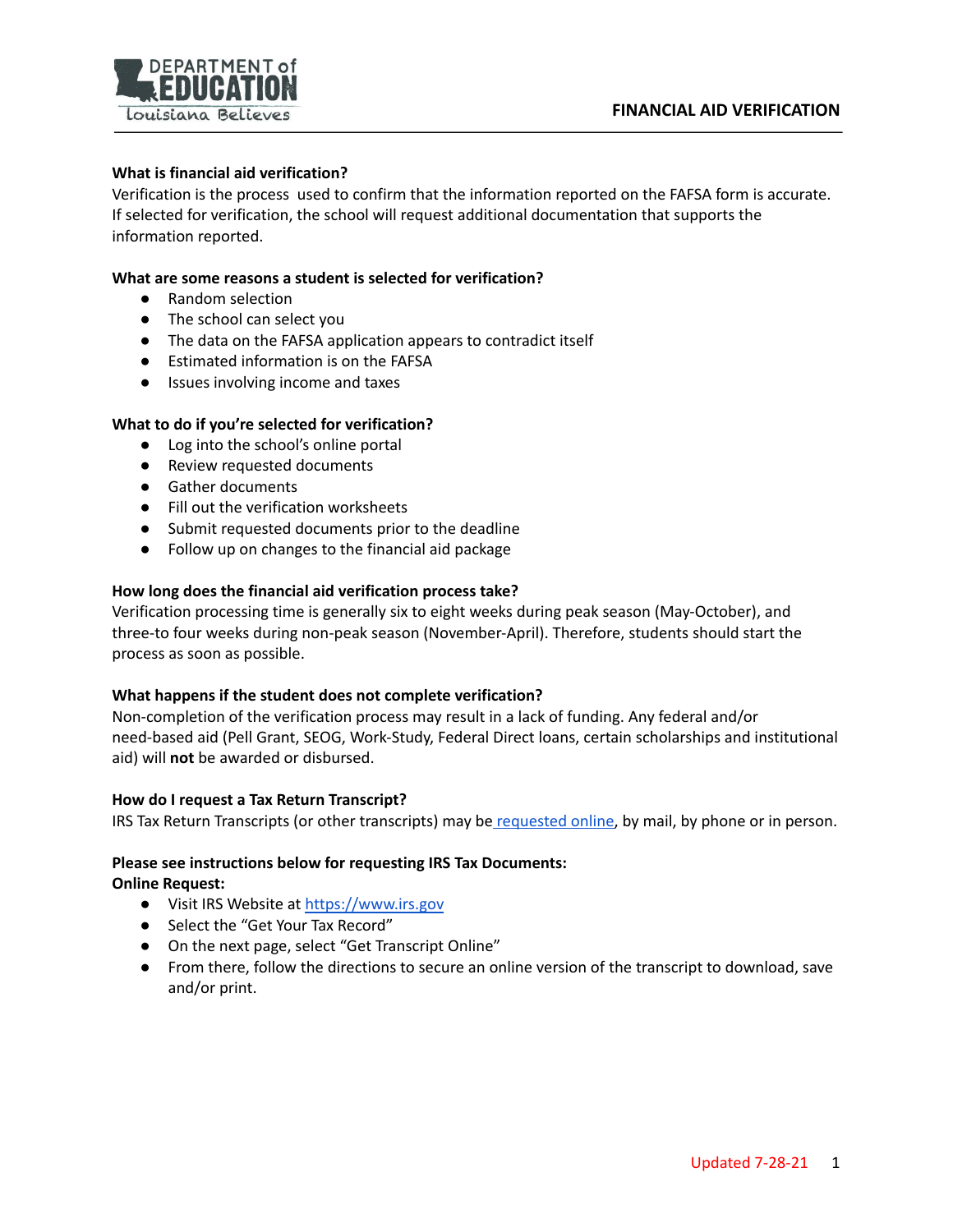# FINANCIAL AID VERIFICATION

**What is financial aid verification?**

Verification is the process used to confirm that the information reported on the FAFSA form is accurate. If selected for verification, the school will request additional documentation that supports the information reported.

**What are some reasons a student is selected for verification?**

- Random selection
- The school can select you
- The data on the FAFSA application appears to contradict itself
- Estimated information is on the FAFSA
- Issues involving income and taxes

**What to do if you're selected for verification?**

- Log into the school's online portal
- Review requested documents
- Gather documents
- Fill out the verification worksheets
- Submit requested documents prior to the deadline
- Follow up on changes to the financial aid package

**How long does the financial aid verification process take?**

Verification processing time is generally six to eight weeks during peak season (May-October), and three-to four weeks during non-peak season (November-April). Therefore, students should start the process as soon as possible.

**What happens if the student does not complete verification?**

Non-completion of the verification process may result in a lack of funding. Any federal and/or need-based aid (Pell Grant, SEOG, Work-Study, Federal Direct loans, certain scholarships and institutional aid) will **not** be awarded or disbursed.

**How do I request a Tax Return Transcript?**

IRS Tax Return Transcripts (or other transcripts) may be requested online, by mail, by phone or in person.

**Please see instructions below for requesting IRS Tax Documents:**
**Online Request:**

- Visit IRS Website at https://www.irs.gov
- Select the "Get Your Tax Record"
- On the next page, select "Get Transcript Online"
- From there, follow the directions to secure an online version of the transcript to download, save and/or print.

Updated 7-28-21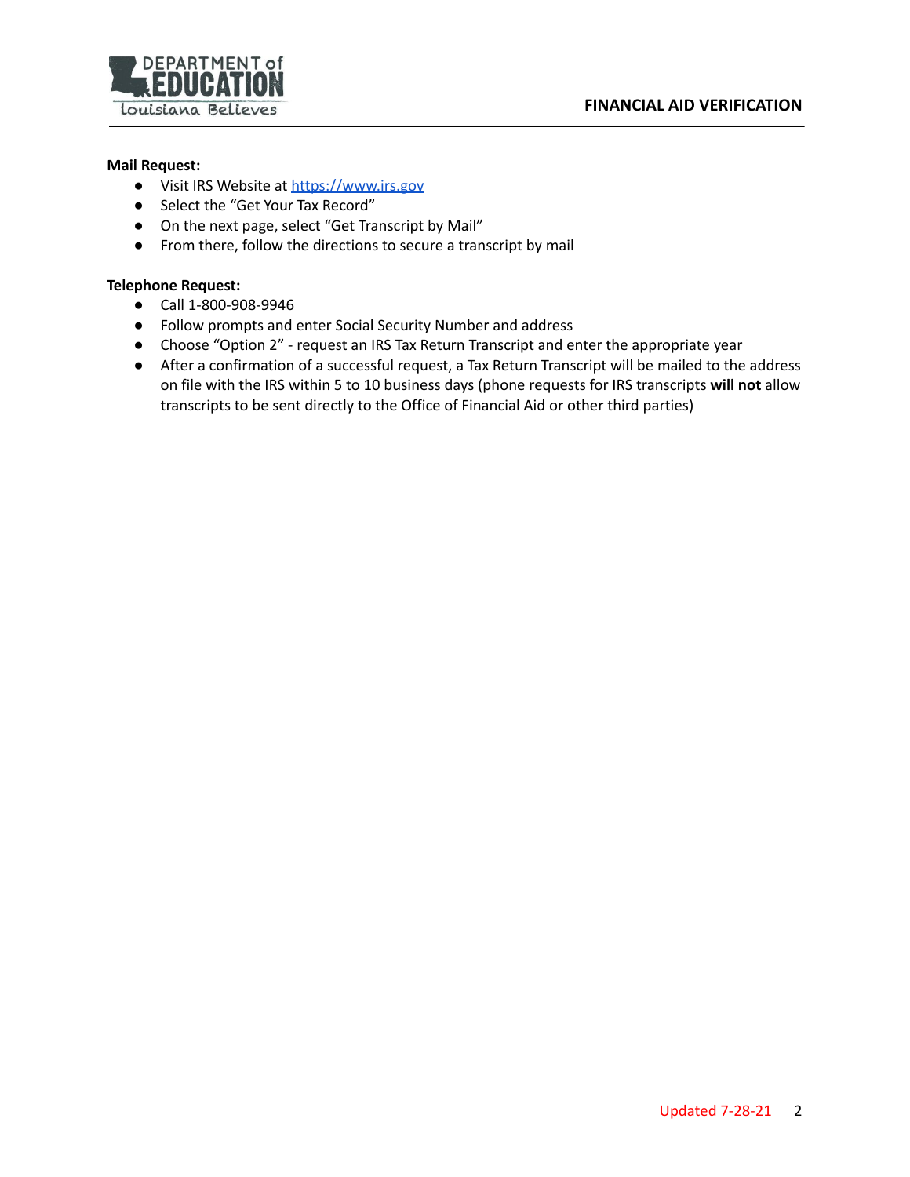**Mail Request:**

- Visit IRS Website at https://www.irs.gov
- Select the "Get Your Tax Record"
- On the next page, select "Get Transcript by Mail"
- From there, follow the directions to secure a transcript by mail

**Telephone Request:**

- Call 1-800-908-9946
- Follow prompts and enter Social Security Number and address
- Choose "Option 2" - request an IRS Tax Return Transcript and enter the appropriate year
- After a confirmation of a successful request, a Tax Return Transcript will be mailed to the address on file with the IRS within 5 to 10 business days (phone requests for IRS transcripts **will not** allow transcripts to be sent directly to the Office of Financial Aid or other third parties)